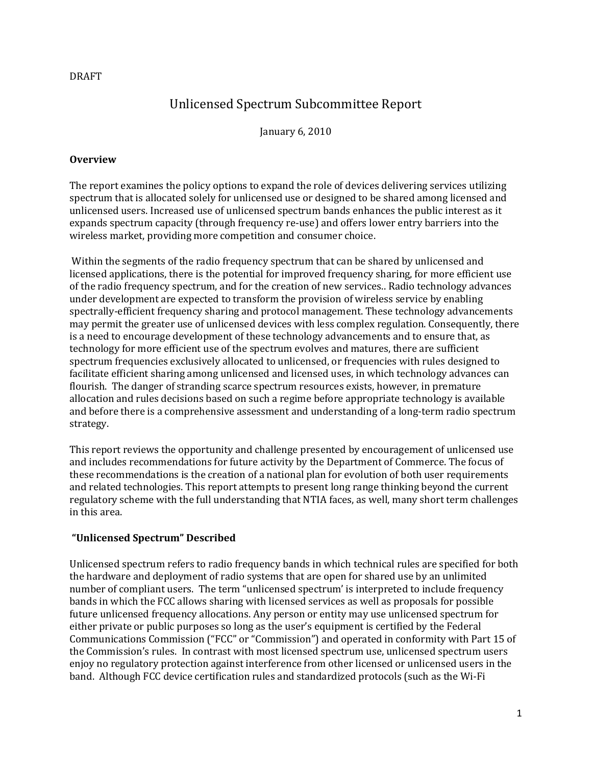DRAFT

# Unlicensed Spectrum Subcommittee Report

January 6, 2010

## Overview

The report examines the policy options to expand the role of devices delivering services utilizing spectrum that is allocated solely for unlicensed use or designed to be shared among licensed and unlicensed users. Increased use of unlicensed spectrum bands enhances the public interest as it expands spectrum capacity (through frequency re-use) and offers lower entry barriers into the wireless market, providing more competition and consumer choice.

Within the segments of the radio frequency spectrum that can be shared by unlicensed and licensed applications, there is the potential for improved frequency sharing, for more efficient use of the radio frequency spectrum, and for the creation of new services.. Radio technology advances under development are expected to transform the provision of wireless service by enabling spectrally-efficient frequency sharing and protocol management. These technology advancements may permit the greater use of unlicensed devices with less complex regulation. Consequently, there is a need to encourage development of these technology advancements and to ensure that, as technology for more efficient use of the spectrum evolves and matures, there are sufficient spectrum frequencies exclusively allocated to unlicensed, or frequencies with rules designed to facilitate efficient sharing among unlicensed and licensed uses, in which technology advances can flourish. The danger of stranding scarce spectrum resources exists, however, in premature allocation and rules decisions based on such a regime before appropriate technology is available and before there is a comprehensive assessment and understanding of a long-term radio spectrum strategy.

This report reviews the opportunity and challenge presented by encouragement of unlicensed use and includes recommendations for future activity by the Department of Commerce. The focus of these recommendations is the creation of a national plan for evolution of both user requirements and related technologies. This report attempts to present long range thinking beyond the current regulatory scheme with the full understanding that NTIA faces, as well, many short term challenges in this area.

## "Unlicensed Spectrum" Described

Unlicensed spectrum refers to radio frequency bands in which technical rules are specified for both the hardware and deployment of radio systems that are open for shared use by an unlimited number of compliant users. The term "unlicensed spectrum' is interpreted to include frequency bands in which the FCC allows sharing with licensed services as well as proposals for possible future unlicensed frequency allocations. Any person or entity may use unlicensed spectrum for either private or public purposes so long as the user's equipment is certified by the Federal Communications Commission ("FCC" or "Commission") and operated in conformity with Part 15 of the Commission's rules. In contrast with most licensed spectrum use, unlicensed spectrum users enjoy no regulatory protection against interference from other licensed or unlicensed users in the band. Although FCC device certification rules and standardized protocols (such as the Wi-Fi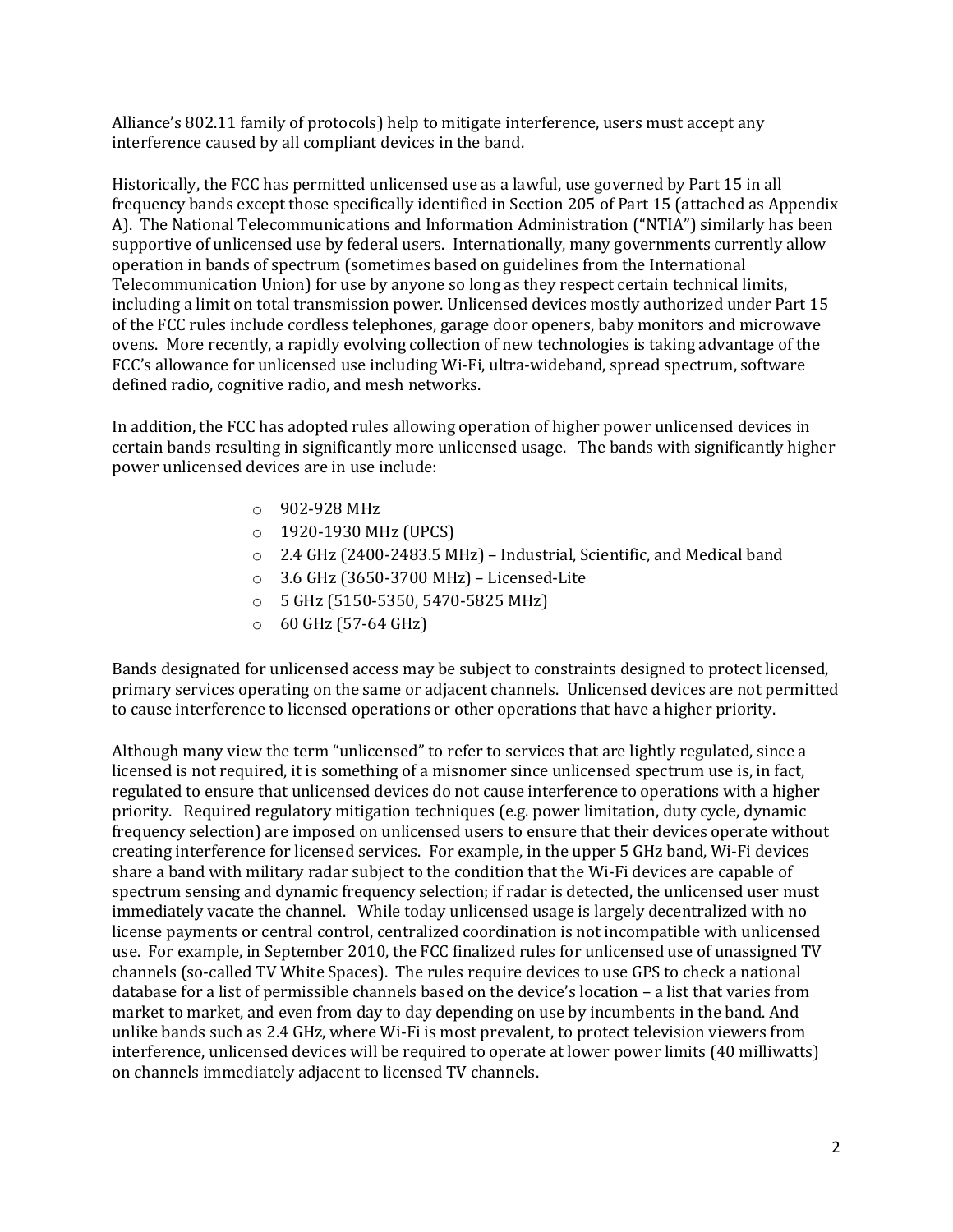Alliance's 802.11 family of protocols) help to mitigate interference, users must accept any interference caused by all compliant devices in the band.

Historically, the FCC has permitted unlicensed use as a lawful, use governed by Part 15 in all frequency bands except those specifically identified in Section 205 of Part 15 (attached as Appendix A). The National Telecommunications and Information Administration ("NTIA") similarly has been supportive of unlicensed use by federal users. Internationally, many governments currently allow operation in bands of spectrum (sometimes based on guidelines from the International Telecommunication Union) for use by anyone so long as they respect certain technical limits, including a limit on total transmission power. Unlicensed devices mostly authorized under Part 15 of the FCC rules include cordless telephones, garage door openers, baby monitors and microwave ovens. More recently, a rapidly evolving collection of new technologies is taking advantage of the FCC's allowance for unlicensed use including Wi-Fi, ultra-wideband, spread spectrum, software defined radio, cognitive radio, and mesh networks.

In addition, the FCC has adopted rules allowing operation of higher power unlicensed devices in certain bands resulting in significantly more unlicensed usage. The bands with significantly higher power unlicensed devices are in use include:

- 902-928 MHz
- 1920-1930 MHz (UPCS)
- 2.4 GHz (2400-2483.5 MHz) – Industrial, Scientific, and Medical band
- 3.6 GHz (3650-3700 MHz) – Licensed-Lite
- 5 GHz (5150-5350, 5470-5825 MHz)
- 60 GHz (57-64 GHz)

Bands designated for unlicensed access may be subject to constraints designed to protect licensed, primary services operating on the same or adjacent channels. Unlicensed devices are not permitted to cause interference to licensed operations or other operations that have a higher priority.

Although many view the term "unlicensed" to refer to services that are lightly regulated, since a licensed is not required, it is something of a misnomer since unlicensed spectrum use is, in fact, regulated to ensure that unlicensed devices do not cause interference to operations with a higher priority. Required regulatory mitigation techniques (e.g. power limitation, duty cycle, dynamic frequency selection) are imposed on unlicensed users to ensure that their devices operate without creating interference for licensed services. For example, in the upper 5 GHz band, Wi-Fi devices share a band with military radar subject to the condition that the Wi-Fi devices are capable of spectrum sensing and dynamic frequency selection; if radar is detected, the unlicensed user must immediately vacate the channel. While today unlicensed usage is largely decentralized with no license payments or central control, centralized coordination is not incompatible with unlicensed use. For example, in September 2010, the FCC finalized rules for unlicensed use of unassigned TV channels (so-called TV White Spaces). The rules require devices to use GPS to check a national database for a list of permissible channels based on the device's location – a list that varies from market to market, and even from day to day depending on use by incumbents in the band. And unlike bands such as 2.4 GHz, where Wi-Fi is most prevalent, to protect television viewers from interference, unlicensed devices will be required to operate at lower power limits (40 milliwatts) on channels immediately adjacent to licensed TV channels.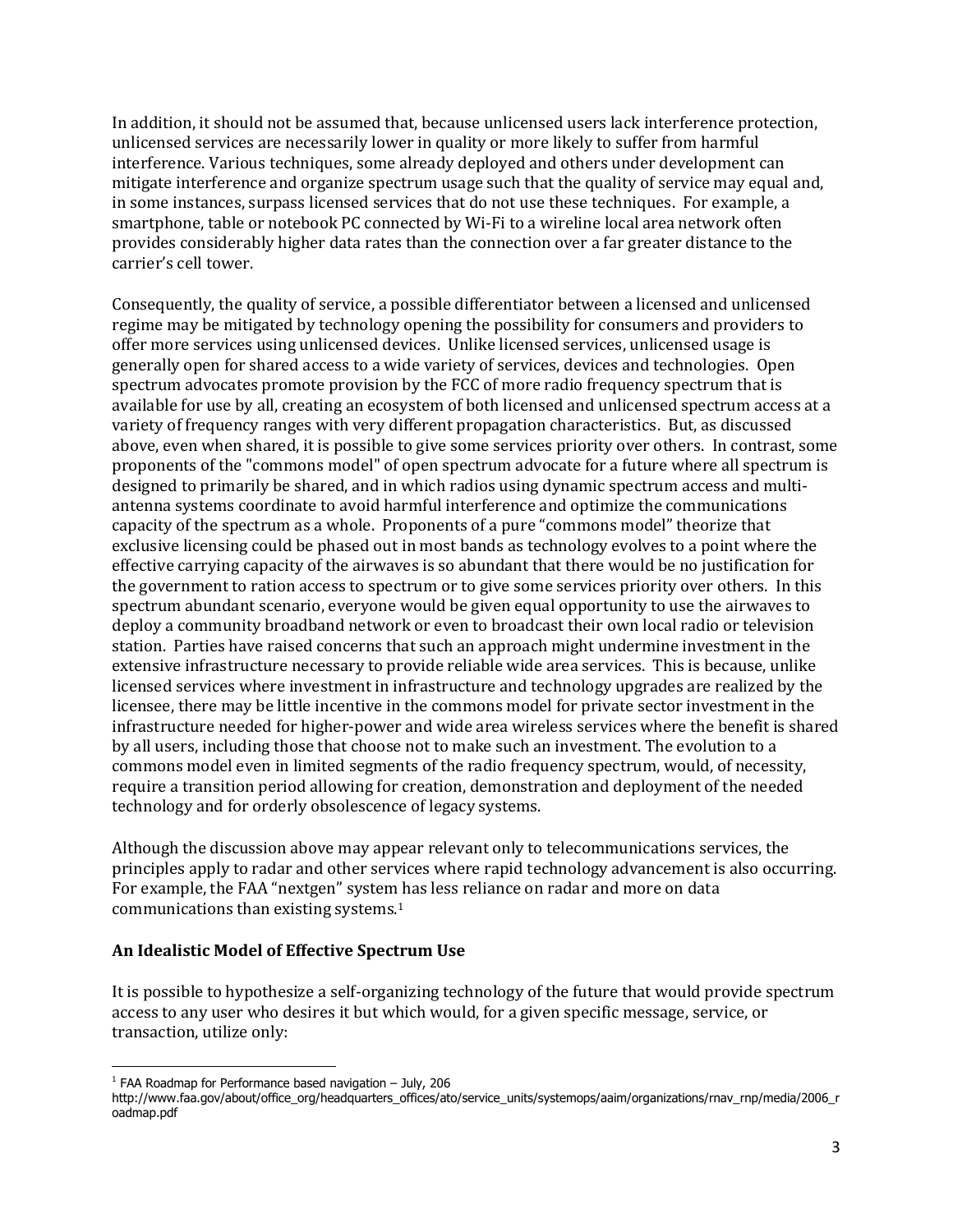In addition, it should not be assumed that, because unlicensed users lack interference protection, unlicensed services are necessarily lower in quality or more likely to suffer from harmful interference. Various techniques, some already deployed and others under development can mitigate interference and organize spectrum usage such that the quality of service may equal and, in some instances, surpass licensed services that do not use these techniques. For example, a smartphone, table or notebook PC connected by Wi-Fi to a wireline local area network often provides considerably higher data rates than the connection over a far greater distance to the carrier's cell tower.

Consequently, the quality of service, a possible differentiator between a licensed and unlicensed regime may be mitigated by technology opening the possibility for consumers and providers to offer more services using unlicensed devices. Unlike licensed services, unlicensed usage is generally open for shared access to a wide variety of services, devices and technologies. Open spectrum advocates promote provision by the FCC of more radio frequency spectrum that is available for use by all, creating an ecosystem of both licensed and unlicensed spectrum access at a variety of frequency ranges with very different propagation characteristics. But, as discussed above, even when shared, it is possible to give some services priority over others. In contrast, some proponents of the "commons model" of open spectrum advocate for a future where all spectrum is designed to primarily be shared, and in which radios using dynamic spectrum access and multi-antenna systems coordinate to avoid harmful interference and optimize the communications capacity of the spectrum as a whole. Proponents of a pure "commons model" theorize that exclusive licensing could be phased out in most bands as technology evolves to a point where the effective carrying capacity of the airwaves is so abundant that there would be no justification for the government to ration access to spectrum or to give some services priority over others. In this spectrum abundant scenario, everyone would be given equal opportunity to use the airwaves to deploy a community broadband network or even to broadcast their own local radio or television station. Parties have raised concerns that such an approach might undermine investment in the extensive infrastructure necessary to provide reliable wide area services. This is because, unlike licensed services where investment in infrastructure and technology upgrades are realized by the licensee, there may be little incentive in the commons model for private sector investment in the infrastructure needed for higher-power and wide area wireless services where the benefit is shared by all users, including those that choose not to make such an investment. The evolution to a commons model even in limited segments of the radio frequency spectrum, would, of necessity, require a transition period allowing for creation, demonstration and deployment of the needed technology and for orderly obsolescence of legacy systems.

Although the discussion above may appear relevant only to telecommunications services, the principles apply to radar and other services where rapid technology advancement is also occurring. For example, the FAA "nextgen" system has less reliance on radar and more on data communications than existing systems.[1]

## An Idealistic Model of Effective Spectrum Use

It is possible to hypothesize a self-organizing technology of the future that would provide spectrum access to any user who desires it but which would, for a given specific message, service, or transaction, utilize only:

---

[1] FAA Roadmap for Performance based navigation – July, 206 http://www.faa.gov/about/office_org/headquarters_offices/ato/service_units/systemops/aaim/organizations/rnav_rnp/media/2006_roadmap.pdf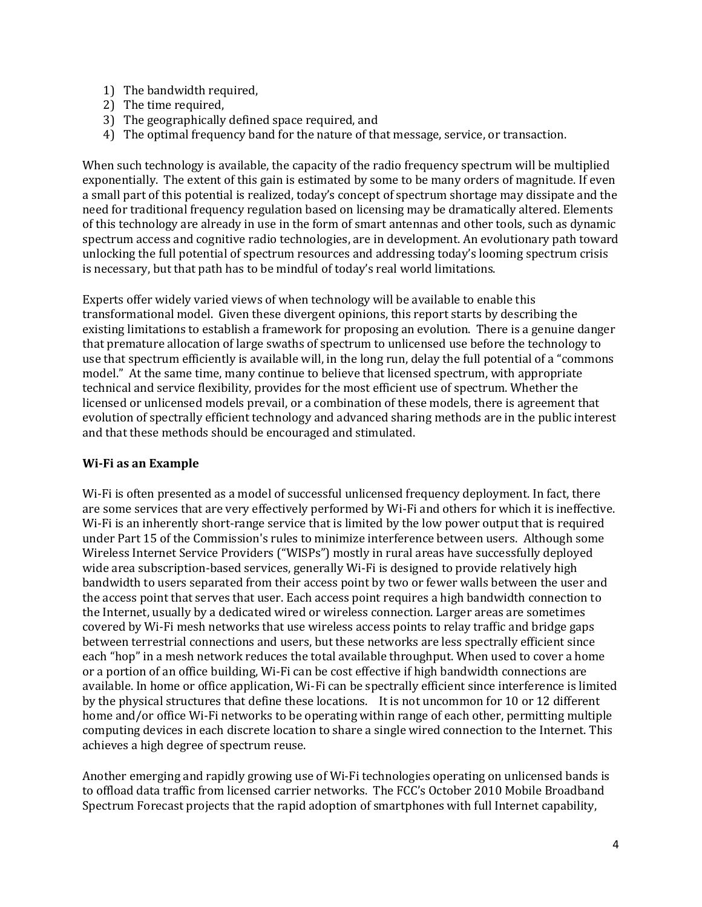1) The bandwidth required,
2) The time required,
3) The geographically defined space required, and
4) The optimal frequency band for the nature of that message, service, or transaction.

When such technology is available, the capacity of the radio frequency spectrum will be multiplied exponentially. The extent of this gain is estimated by some to be many orders of magnitude. If even a small part of this potential is realized, today's concept of spectrum shortage may dissipate and the need for traditional frequency regulation based on licensing may be dramatically altered. Elements of this technology are already in use in the form of smart antennas and other tools, such as dynamic spectrum access and cognitive radio technologies, are in development. An evolutionary path toward unlocking the full potential of spectrum resources and addressing today's looming spectrum crisis is necessary, but that path has to be mindful of today's real world limitations.

Experts offer widely varied views of when technology will be available to enable this transformational model. Given these divergent opinions, this report starts by describing the existing limitations to establish a framework for proposing an evolution. There is a genuine danger that premature allocation of large swaths of spectrum to unlicensed use before the technology to use that spectrum efficiently is available will, in the long run, delay the full potential of a "commons model." At the same time, many continue to believe that licensed spectrum, with appropriate technical and service flexibility, provides for the most efficient use of spectrum. Whether the licensed or unlicensed models prevail, or a combination of these models, there is agreement that evolution of spectrally efficient technology and advanced sharing methods are in the public interest and that these methods should be encouraged and stimulated.

**Wi-Fi as an Example**

Wi-Fi is often presented as a model of successful unlicensed frequency deployment. In fact, there are some services that are very effectively performed by Wi-Fi and others for which it is ineffective. Wi-Fi is an inherently short-range service that is limited by the low power output that is required under Part 15 of the Commission's rules to minimize interference between users. Although some Wireless Internet Service Providers ("WISPs") mostly in rural areas have successfully deployed wide area subscription-based services, generally Wi-Fi is designed to provide relatively high bandwidth to users separated from their access point by two or fewer walls between the user and the access point that serves that user. Each access point requires a high bandwidth connection to the Internet, usually by a dedicated wired or wireless connection. Larger areas are sometimes covered by Wi-Fi mesh networks that use wireless access points to relay traffic and bridge gaps between terrestrial connections and users, but these networks are less spectrally efficient since each "hop" in a mesh network reduces the total available throughput. When used to cover a home or a portion of an office building, Wi-Fi can be cost effective if high bandwidth connections are available. In home or office application, Wi-Fi can be spectrally efficient since interference is limited by the physical structures that define these locations. It is not uncommon for 10 or 12 different home and/or office Wi-Fi networks to be operating within range of each other, permitting multiple computing devices in each discrete location to share a single wired connection to the Internet. This achieves a high degree of spectrum reuse.

Another emerging and rapidly growing use of Wi-Fi technologies operating on unlicensed bands is to offload data traffic from licensed carrier networks. The FCC's October 2010 Mobile Broadband Spectrum Forecast projects that the rapid adoption of smartphones with full Internet capability,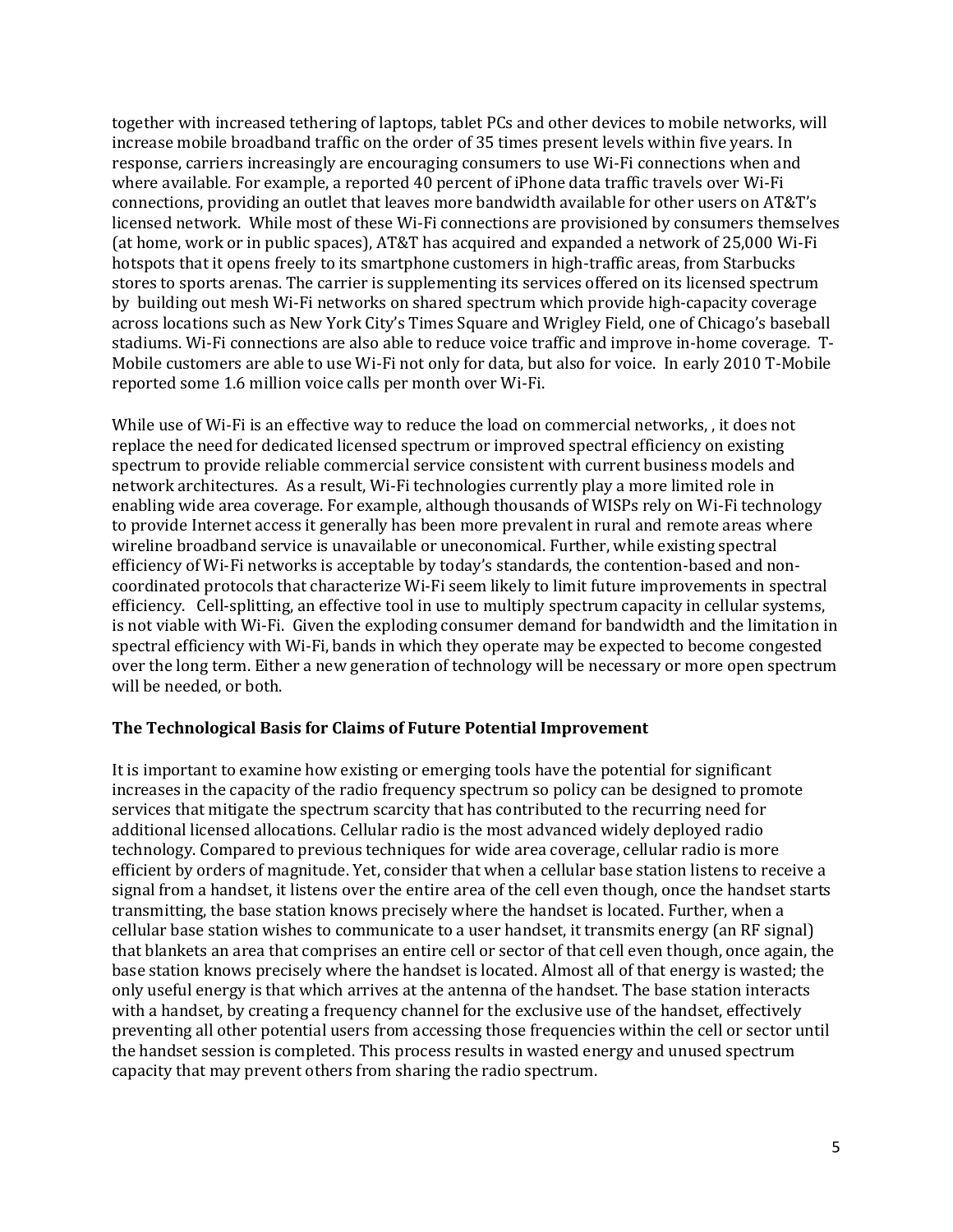together with increased tethering of laptops, tablet PCs and other devices to mobile networks, will increase mobile broadband traffic on the order of 35 times present levels within five years. In response, carriers increasingly are encouraging consumers to use Wi-Fi connections when and where available. For example, a reported 40 percent of iPhone data traffic travels over Wi-Fi connections, providing an outlet that leaves more bandwidth available for other users on AT&T's licensed network. While most of these Wi-Fi connections are provisioned by consumers themselves (at home, work or in public spaces), AT&T has acquired and expanded a network of 25,000 Wi-Fi hotspots that it opens freely to its smartphone customers in high-traffic areas, from Starbucks stores to sports arenas. The carrier is supplementing its services offered on its licensed spectrum by building out mesh Wi-Fi networks on shared spectrum which provide high-capacity coverage across locations such as New York City's Times Square and Wrigley Field, one of Chicago's baseball stadiums. Wi-Fi connections are also able to reduce voice traffic and improve in-home coverage. T-Mobile customers are able to use Wi-Fi not only for data, but also for voice. In early 2010 T-Mobile reported some 1.6 million voice calls per month over Wi-Fi.

While use of Wi-Fi is an effective way to reduce the load on commercial networks, , it does not replace the need for dedicated licensed spectrum or improved spectral efficiency on existing spectrum to provide reliable commercial service consistent with current business models and network architectures. As a result, Wi-Fi technologies currently play a more limited role in enabling wide area coverage. For example, although thousands of WISPs rely on Wi-Fi technology to provide Internet access it generally has been more prevalent in rural and remote areas where wireline broadband service is unavailable or uneconomical. Further, while existing spectral efficiency of Wi-Fi networks is acceptable by today's standards, the contention-based and non-coordinated protocols that characterize Wi-Fi seem likely to limit future improvements in spectral efficiency. Cell-splitting, an effective tool in use to multiply spectrum capacity in cellular systems, is not viable with Wi-Fi. Given the exploding consumer demand for bandwidth and the limitation in spectral efficiency with Wi-Fi, bands in which they operate may be expected to become congested over the long term. Either a new generation of technology will be necessary or more open spectrum will be needed, or both.

### The Technological Basis for Claims of Future Potential Improvement

It is important to examine how existing or emerging tools have the potential for significant increases in the capacity of the radio frequency spectrum so policy can be designed to promote services that mitigate the spectrum scarcity that has contributed to the recurring need for additional licensed allocations. Cellular radio is the most advanced widely deployed radio technology. Compared to previous techniques for wide area coverage, cellular radio is more efficient by orders of magnitude. Yet, consider that when a cellular base station listens to receive a signal from a handset, it listens over the entire area of the cell even though, once the handset starts transmitting, the base station knows precisely where the handset is located. Further, when a cellular base station wishes to communicate to a user handset, it transmits energy (an RF signal) that blankets an area that comprises an entire cell or sector of that cell even though, once again, the base station knows precisely where the handset is located. Almost all of that energy is wasted; the only useful energy is that which arrives at the antenna of the handset. The base station interacts with a handset, by creating a frequency channel for the exclusive use of the handset, effectively preventing all other potential users from accessing those frequencies within the cell or sector until the handset session is completed. This process results in wasted energy and unused spectrum capacity that may prevent others from sharing the radio spectrum.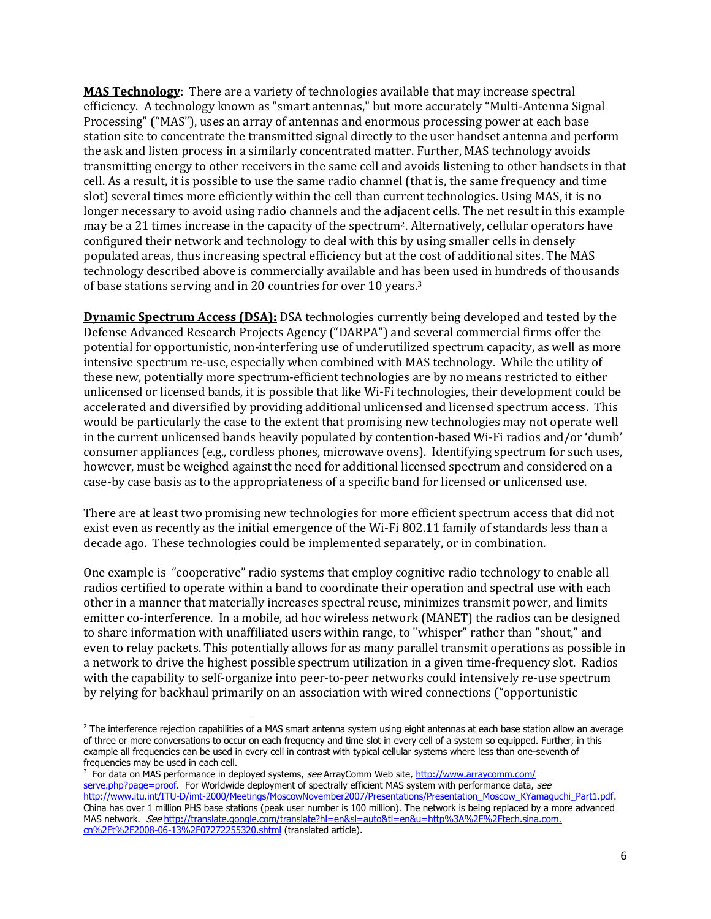**MAS Technology**: There are a variety of technologies available that may increase spectral efficiency. A technology known as "smart antennas," but more accurately "Multi-Antenna Signal Processing" ("MAS"), uses an array of antennas and enormous processing power at each base station site to concentrate the transmitted signal directly to the user handset antenna and perform the ask and listen process in a similarly concentrated matter. Further, MAS technology avoids transmitting energy to other receivers in the same cell and avoids listening to other handsets in that cell. As a result, it is possible to use the same radio channel (that is, the same frequency and time slot) several times more efficiently within the cell than current technologies. Using MAS, it is no longer necessary to avoid using radio channels and the adjacent cells. The net result in this example may be a 21 times increase in the capacity of the spectrum[2]. Alternatively, cellular operators have configured their network and technology to deal with this by using smaller cells in densely populated areas, thus increasing spectral efficiency but at the cost of additional sites. The MAS technology described above is commercially available and has been used in hundreds of thousands of base stations serving and in 20 countries for over 10 years.[3]

**Dynamic Spectrum Access (DSA):** DSA technologies currently being developed and tested by the Defense Advanced Research Projects Agency ("DARPA") and several commercial firms offer the potential for opportunistic, non-interfering use of underutilized spectrum capacity, as well as more intensive spectrum re-use, especially when combined with MAS technology. While the utility of these new, potentially more spectrum-efficient technologies are by no means restricted to either unlicensed or licensed bands, it is possible that like Wi-Fi technologies, their development could be accelerated and diversified by providing additional unlicensed and licensed spectrum access. This would be particularly the case to the extent that promising new technologies may not operate well in the current unlicensed bands heavily populated by contention-based Wi-Fi radios and/or 'dumb' consumer appliances (e.g., cordless phones, microwave ovens). Identifying spectrum for such uses, however, must be weighed against the need for additional licensed spectrum and considered on a case-by case basis as to the appropriateness of a specific band for licensed or unlicensed use.

There are at least two promising new technologies for more efficient spectrum access that did not exist even as recently as the initial emergence of the Wi-Fi 802.11 family of standards less than a decade ago. These technologies could be implemented separately, or in combination.

One example is "cooperative" radio systems that employ cognitive radio technology to enable all radios certified to operate within a band to coordinate their operation and spectral use with each other in a manner that materially increases spectral reuse, minimizes transmit power, and limits emitter co-interference. In a mobile, ad hoc wireless network (MANET) the radios can be designed to share information with unaffiliated users within range, to "whisper" rather than "shout," and even to relay packets. This potentially allows for as many parallel transmit operations as possible in a network to drive the highest possible spectrum utilization in a given time-frequency slot. Radios with the capability to self-organize into peer-to-peer networks could intensively re-use spectrum by relying for backhaul primarily on an association with wired connections ("opportunistic

---

[2] The interference rejection capabilities of a MAS smart antenna system using eight antennas at each base station allow an average of three or more conversations to occur on each frequency and time slot in every cell of a system so equipped. Further, in this example all frequencies can be used in every cell in contrast with typical cellular systems where less than one-seventh of frequencies may be used in each cell.

[3] For data on MAS performance in deployed systems, *see* ArrayComm Web site, http://www.arraycomm.com/serve.php?page=proof. For Worldwide deployment of spectrally efficient MAS system with performance data, *see* http://www.itu.int/ITU-D/imt-2000/Meetings/MoscowNovember2007/Presentations/Presentation_Moscow_KYamaguchi_Part1.pdf. China has over 1 million PHS base stations (peak user number is 100 million). The network is being replaced by a more advanced MAS network. *See* http://translate.google.com/translate?hl=en&sl=auto&tl=en&u=http%3A%2F%2Ftech.sina.com.cn%2Ft%2F2008-06-13%2F07272255320.shtml (translated article).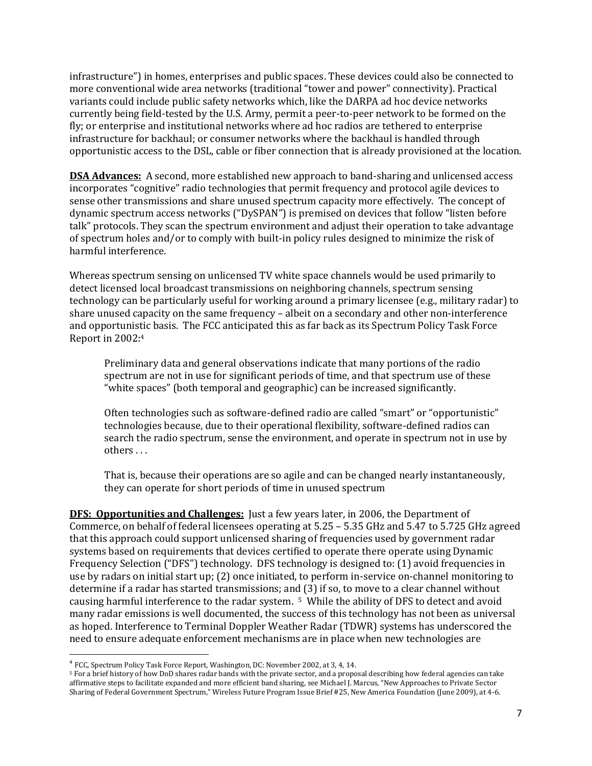infrastructure") in homes, enterprises and public spaces. These devices could also be connected to more conventional wide area networks (traditional "tower and power" connectivity). Practical variants could include public safety networks which, like the DARPA ad hoc device networks currently being field-tested by the U.S. Army, permit a peer-to-peer network to be formed on the fly; or enterprise and institutional networks where ad hoc radios are tethered to enterprise infrastructure for backhaul; or consumer networks where the backhaul is handled through opportunistic access to the DSL, cable or fiber connection that is already provisioned at the location.

**DSA Advances:** A second, more established new approach to band-sharing and unlicensed access incorporates "cognitive" radio technologies that permit frequency and protocol agile devices to sense other transmissions and share unused spectrum capacity more effectively. The concept of dynamic spectrum access networks ("DySPAN") is premised on devices that follow "listen before talk" protocols. They scan the spectrum environment and adjust their operation to take advantage of spectrum holes and/or to comply with built-in policy rules designed to minimize the risk of harmful interference.

Whereas spectrum sensing on unlicensed TV white space channels would be used primarily to detect licensed local broadcast transmissions on neighboring channels, spectrum sensing technology can be particularly useful for working around a primary licensee (e.g., military radar) to share unused capacity on the same frequency – albeit on a secondary and other non-interference and opportunistic basis. The FCC anticipated this as far back as its Spectrum Policy Task Force Report in 2002:[4]

> Preliminary data and general observations indicate that many portions of the radio spectrum are not in use for significant periods of time, and that spectrum use of these "white spaces" (both temporal and geographic) can be increased significantly.
>
> Often technologies such as software-defined radio are called "smart" or "opportunistic" technologies because, due to their operational flexibility, software-defined radios can search the radio spectrum, sense the environment, and operate in spectrum not in use by others . . .
>
> That is, because their operations are so agile and can be changed nearly instantaneously, they can operate for short periods of time in unused spectrum

**DFS: Opportunities and Challenges:** Just a few years later, in 2006, the Department of Commerce, on behalf of federal licensees operating at 5.25 – 5.35 GHz and 5.47 to 5.725 GHz agreed that this approach could support unlicensed sharing of frequencies used by government radar systems based on requirements that devices certified to operate there operate using Dynamic Frequency Selection ("DFS") technology. DFS technology is designed to: (1) avoid frequencies in use by radars on initial start up; (2) once initiated, to perform in-service on-channel monitoring to determine if a radar has started transmissions; and (3) if so, to move to a clear channel without causing harmful interference to the radar system. [5] While the ability of DFS to detect and avoid many radar emissions is well documented, the success of this technology has not been as universal as hoped. Interference to Terminal Doppler Weather Radar (TDWR) systems has underscored the need to ensure adequate enforcement mechanisms are in place when new technologies are

---

[4] FCC, Spectrum Policy Task Force Report, Washington, DC: November 2002, at 3, 4, 14.

[5] For a brief history of how DoD shares radar bands with the private sector, and a proposal describing how federal agencies can take affirmative steps to facilitate expanded and more efficient band sharing, see Michael J. Marcus, "New Approaches to Private Sector Sharing of Federal Government Spectrum," Wireless Future Program Issue Brief #25, New America Foundation (June 2009), at 4-6.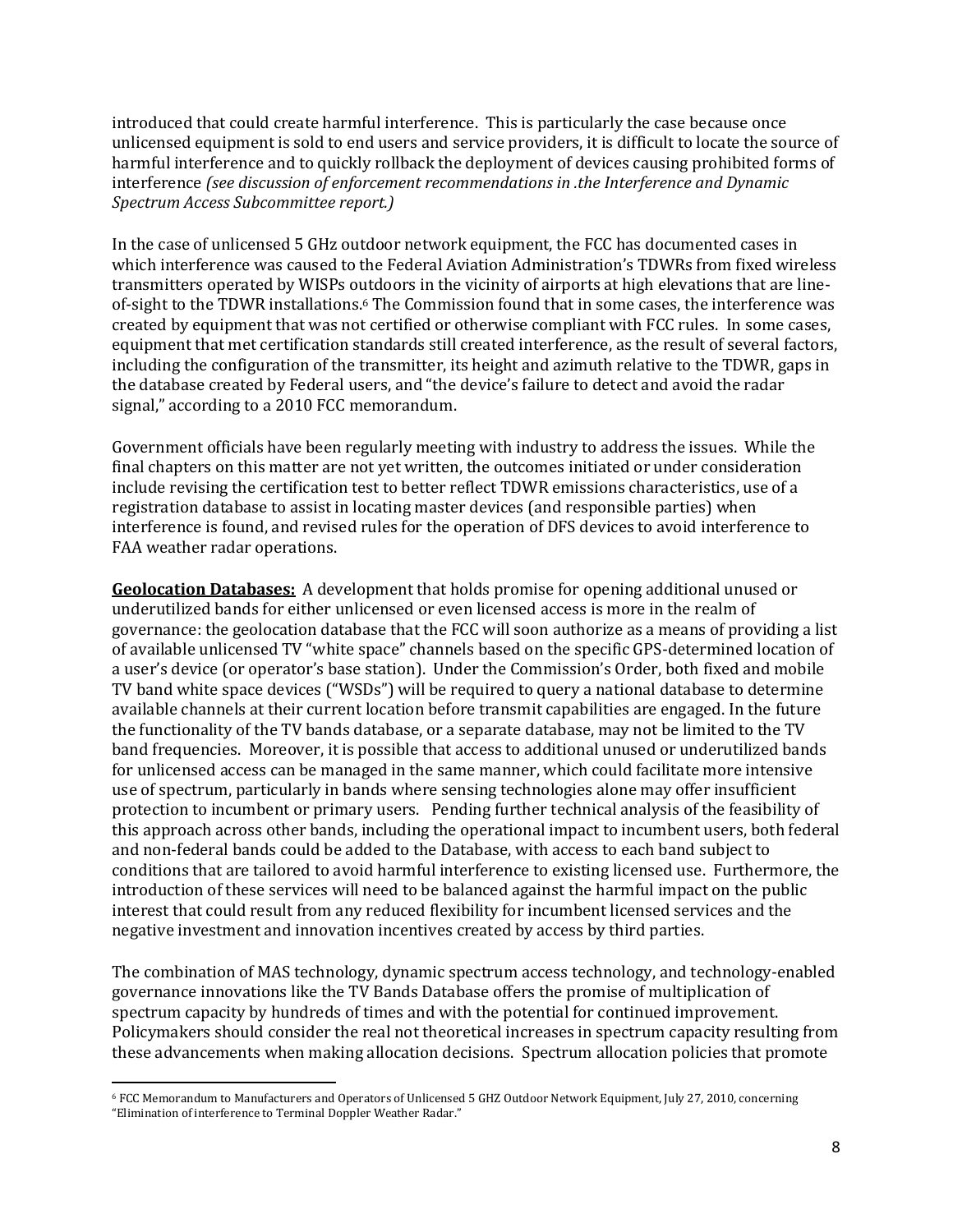introduced that could create harmful interference. This is particularly the case because once unlicensed equipment is sold to end users and service providers, it is difficult to locate the source of harmful interference and to quickly rollback the deployment of devices causing prohibited forms of interference *(see discussion of enforcement recommendations in .the Interference and Dynamic Spectrum Access Subcommittee report.)*

In the case of unlicensed 5 GHz outdoor network equipment, the FCC has documented cases in which interference was caused to the Federal Aviation Administration's TDWRs from fixed wireless transmitters operated by WISPs outdoors in the vicinity of airports at high elevations that are line-of-sight to the TDWR installations.[6] The Commission found that in some cases, the interference was created by equipment that was not certified or otherwise compliant with FCC rules. In some cases, equipment that met certification standards still created interference, as the result of several factors, including the configuration of the transmitter, its height and azimuth relative to the TDWR, gaps in the database created by Federal users, and "the device's failure to detect and avoid the radar signal," according to a 2010 FCC memorandum.

Government officials have been regularly meeting with industry to address the issues. While the final chapters on this matter are not yet written, the outcomes initiated or under consideration include revising the certification test to better reflect TDWR emissions characteristics, use of a registration database to assist in locating master devices (and responsible parties) when interference is found, and revised rules for the operation of DFS devices to avoid interference to FAA weather radar operations.

**Geolocation Databases:** A development that holds promise for opening additional unused or underutilized bands for either unlicensed or even licensed access is more in the realm of governance: the geolocation database that the FCC will soon authorize as a means of providing a list of available unlicensed TV "white space" channels based on the specific GPS-determined location of a user's device (or operator's base station). Under the Commission's Order, both fixed and mobile TV band white space devices ("WSDs") will be required to query a national database to determine available channels at their current location before transmit capabilities are engaged. In the future the functionality of the TV bands database, or a separate database, may not be limited to the TV band frequencies. Moreover, it is possible that access to additional unused or underutilized bands for unlicensed access can be managed in the same manner, which could facilitate more intensive use of spectrum, particularly in bands where sensing technologies alone may offer insufficient protection to incumbent or primary users. Pending further technical analysis of the feasibility of this approach across other bands, including the operational impact to incumbent users, both federal and non-federal bands could be added to the Database, with access to each band subject to conditions that are tailored to avoid harmful interference to existing licensed use. Furthermore, the introduction of these services will need to be balanced against the harmful impact on the public interest that could result from any reduced flexibility for incumbent licensed services and the negative investment and innovation incentives created by access by third parties.

The combination of MAS technology, dynamic spectrum access technology, and technology-enabled governance innovations like the TV Bands Database offers the promise of multiplication of spectrum capacity by hundreds of times and with the potential for continued improvement. Policymakers should consider the real not theoretical increases in spectrum capacity resulting from these advancements when making allocation decisions. Spectrum allocation policies that promote

---

[6] FCC Memorandum to Manufacturers and Operators of Unlicensed 5 GHZ Outdoor Network Equipment, July 27, 2010, concerning "Elimination of interference to Terminal Doppler Weather Radar."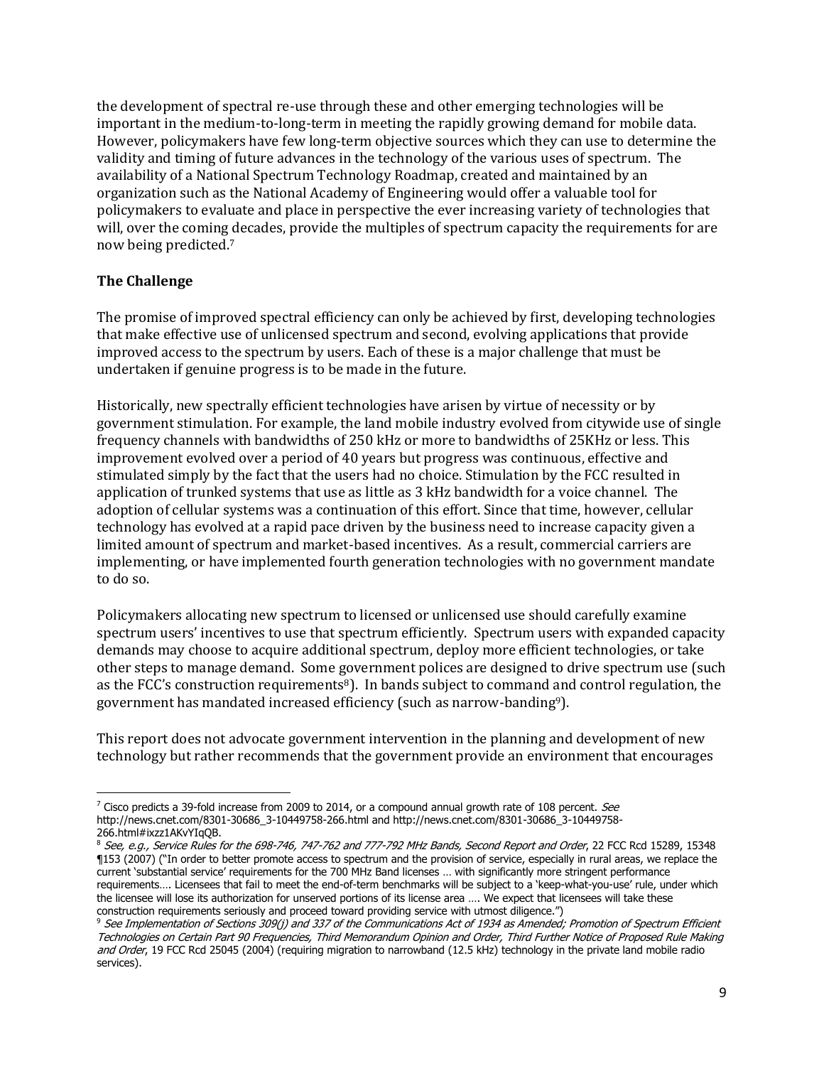the development of spectral re-use through these and other emerging technologies will be important in the medium-to-long-term in meeting the rapidly growing demand for mobile data. However, policymakers have few long-term objective sources which they can use to determine the validity and timing of future advances in the technology of the various uses of spectrum. The availability of a National Spectrum Technology Roadmap, created and maintained by an organization such as the National Academy of Engineering would offer a valuable tool for policymakers to evaluate and place in perspective the ever increasing variety of technologies that will, over the coming decades, provide the multiples of spectrum capacity the requirements for are now being predicted.[7]

### The Challenge

The promise of improved spectral efficiency can only be achieved by first, developing technologies that make effective use of unlicensed spectrum and second, evolving applications that provide improved access to the spectrum by users. Each of these is a major challenge that must be undertaken if genuine progress is to be made in the future.

Historically, new spectrally efficient technologies have arisen by virtue of necessity or by government stimulation. For example, the land mobile industry evolved from citywide use of single frequency channels with bandwidths of 250 kHz or more to bandwidths of 25KHz or less. This improvement evolved over a period of 40 years but progress was continuous, effective and stimulated simply by the fact that the users had no choice. Stimulation by the FCC resulted in application of trunked systems that use as little as 3 kHz bandwidth for a voice channel. The adoption of cellular systems was a continuation of this effort. Since that time, however, cellular technology has evolved at a rapid pace driven by the business need to increase capacity given a limited amount of spectrum and market-based incentives. As a result, commercial carriers are implementing, or have implemented fourth generation technologies with no government mandate to do so.

Policymakers allocating new spectrum to licensed or unlicensed use should carefully examine spectrum users' incentives to use that spectrum efficiently. Spectrum users with expanded capacity demands may choose to acquire additional spectrum, deploy more efficient technologies, or take other steps to manage demand. Some government polices are designed to drive spectrum use (such as the FCC's construction requirements[8]). In bands subject to command and control regulation, the government has mandated increased efficiency (such as narrow-banding[9]).

This report does not advocate government intervention in the planning and development of new technology but rather recommends that the government provide an environment that encourages

---

[7] Cisco predicts a 39-fold increase from 2009 to 2014, or a compound annual growth rate of 108 percent. *See* http://news.cnet.com/8301-30686_3-10449758-266.html and http://news.cnet.com/8301-30686_3-10449758-266.html#ixzz1AKvYIqQB.

[8] *See, e.g., Service Rules for the 698-746, 747-762 and 777-792 MHz Bands, Second Report and Order*, 22 FCC Rcd 15289, 15348 ¶153 (2007) ("In order to better promote access to spectrum and the provision of service, especially in rural areas, we replace the current 'substantial service' requirements for the 700 MHz Band licenses … with significantly more stringent performance requirements…. Licensees that fail to meet the end-of-term benchmarks will be subject to a 'keep-what-you-use' rule, under which the licensee will lose its authorization for unserved portions of its license area …. We expect that licensees will take these construction requirements seriously and proceed toward providing service with utmost diligence.")

[9] *See Implementation of Sections 309(j) and 337 of the Communications Act of 1934 as Amended; Promotion of Spectrum Efficient Technologies on Certain Part 90 Frequencies, Third Memorandum Opinion and Order, Third Further Notice of Proposed Rule Making and Order*, 19 FCC Rcd 25045 (2004) (requiring migration to narrowband (12.5 kHz) technology in the private land mobile radio services).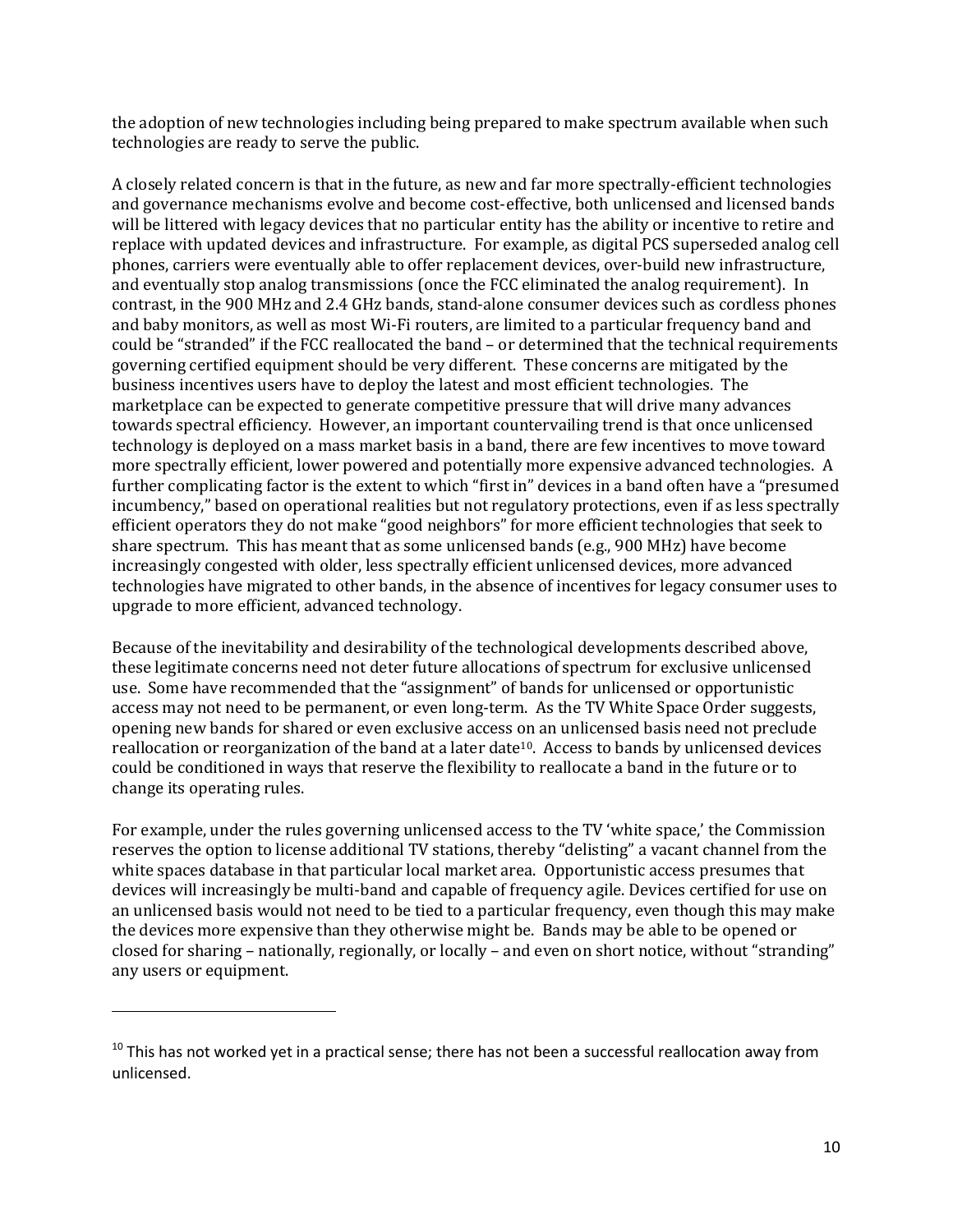the adoption of new technologies including being prepared to make spectrum available when such technologies are ready to serve the public.

A closely related concern is that in the future, as new and far more spectrally-efficient technologies and governance mechanisms evolve and become cost-effective, both unlicensed and licensed bands will be littered with legacy devices that no particular entity has the ability or incentive to retire and replace with updated devices and infrastructure. For example, as digital PCS superseded analog cell phones, carriers were eventually able to offer replacement devices, over-build new infrastructure, and eventually stop analog transmissions (once the FCC eliminated the analog requirement). In contrast, in the 900 MHz and 2.4 GHz bands, stand-alone consumer devices such as cordless phones and baby monitors, as well as most Wi-Fi routers, are limited to a particular frequency band and could be "stranded" if the FCC reallocated the band – or determined that the technical requirements governing certified equipment should be very different. These concerns are mitigated by the business incentives users have to deploy the latest and most efficient technologies. The marketplace can be expected to generate competitive pressure that will drive many advances towards spectral efficiency. However, an important countervailing trend is that once unlicensed technology is deployed on a mass market basis in a band, there are few incentives to move toward more spectrally efficient, lower powered and potentially more expensive advanced technologies. A further complicating factor is the extent to which "first in" devices in a band often have a "presumed incumbency," based on operational realities but not regulatory protections, even if as less spectrally efficient operators they do not make "good neighbors" for more efficient technologies that seek to share spectrum. This has meant that as some unlicensed bands (e.g., 900 MHz) have become increasingly congested with older, less spectrally efficient unlicensed devices, more advanced technologies have migrated to other bands, in the absence of incentives for legacy consumer uses to upgrade to more efficient, advanced technology.

Because of the inevitability and desirability of the technological developments described above, these legitimate concerns need not deter future allocations of spectrum for exclusive unlicensed use. Some have recommended that the "assignment" of bands for unlicensed or opportunistic access may not need to be permanent, or even long-term. As the TV White Space Order suggests, opening new bands for shared or even exclusive access on an unlicensed basis need not preclude reallocation or reorganization of the band at a later date[10]. Access to bands by unlicensed devices could be conditioned in ways that reserve the flexibility to reallocate a band in the future or to change its operating rules.

For example, under the rules governing unlicensed access to the TV 'white space,' the Commission reserves the option to license additional TV stations, thereby "delisting" a vacant channel from the white spaces database in that particular local market area. Opportunistic access presumes that devices will increasingly be multi-band and capable of frequency agile. Devices certified for use on an unlicensed basis would not need to be tied to a particular frequency, even though this may make the devices more expensive than they otherwise might be. Bands may be able to be opened or closed for sharing – nationally, regionally, or locally – and even on short notice, without "stranding" any users or equipment.

---

[10] This has not worked yet in a practical sense; there has not been a successful reallocation away from unlicensed.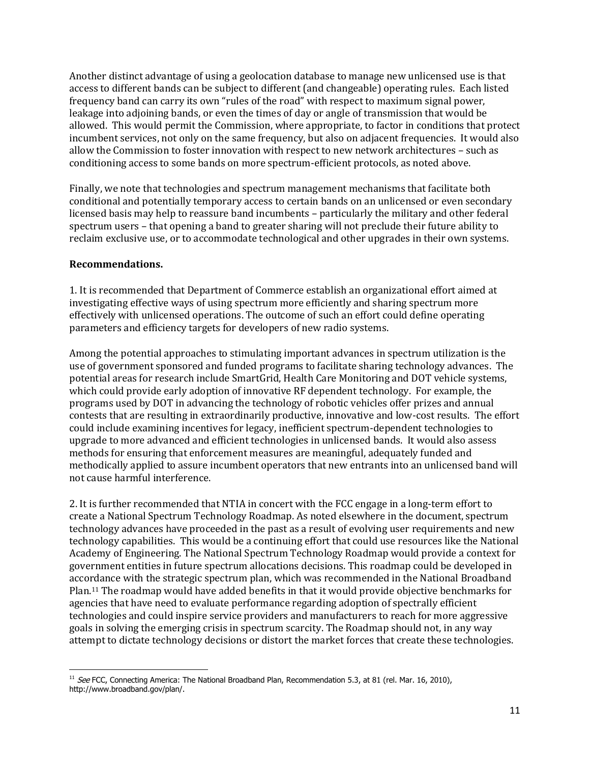Another distinct advantage of using a geolocation database to manage new unlicensed use is that access to different bands can be subject to different (and changeable) operating rules. Each listed frequency band can carry its own "rules of the road" with respect to maximum signal power, leakage into adjoining bands, or even the times of day or angle of transmission that would be allowed. This would permit the Commission, where appropriate, to factor in conditions that protect incumbent services, not only on the same frequency, but also on adjacent frequencies. It would also allow the Commission to foster innovation with respect to new network architectures – such as conditioning access to some bands on more spectrum-efficient protocols, as noted above.

Finally, we note that technologies and spectrum management mechanisms that facilitate both conditional and potentially temporary access to certain bands on an unlicensed or even secondary licensed basis may help to reassure band incumbents – particularly the military and other federal spectrum users – that opening a band to greater sharing will not preclude their future ability to reclaim exclusive use, or to accommodate technological and other upgrades in their own systems.

**Recommendations.**

1. It is recommended that Department of Commerce establish an organizational effort aimed at investigating effective ways of using spectrum more efficiently and sharing spectrum more effectively with unlicensed operations. The outcome of such an effort could define operating parameters and efficiency targets for developers of new radio systems.

Among the potential approaches to stimulating important advances in spectrum utilization is the use of government sponsored and funded programs to facilitate sharing technology advances. The potential areas for research include SmartGrid, Health Care Monitoring and DOT vehicle systems, which could provide early adoption of innovative RF dependent technology. For example, the programs used by DOT in advancing the technology of robotic vehicles offer prizes and annual contests that are resulting in extraordinarily productive, innovative and low-cost results. The effort could include examining incentives for legacy, inefficient spectrum-dependent technologies to upgrade to more advanced and efficient technologies in unlicensed bands. It would also assess methods for ensuring that enforcement measures are meaningful, adequately funded and methodically applied to assure incumbent operators that new entrants into an unlicensed band will not cause harmful interference.

2. It is further recommended that NTIA in concert with the FCC engage in a long-term effort to create a National Spectrum Technology Roadmap. As noted elsewhere in the document, spectrum technology advances have proceeded in the past as a result of evolving user requirements and new technology capabilities. This would be a continuing effort that could use resources like the National Academy of Engineering. The National Spectrum Technology Roadmap would provide a context for government entities in future spectrum allocations decisions. This roadmap could be developed in accordance with the strategic spectrum plan, which was recommended in the National Broadband Plan.[11] The roadmap would have added benefits in that it would provide objective benchmarks for agencies that have need to evaluate performance regarding adoption of spectrally efficient technologies and could inspire service providers and manufacturers to reach for more aggressive goals in solving the emerging crisis in spectrum scarcity. The Roadmap should not, in any way attempt to dictate technology decisions or distort the market forces that create these technologies.

[11] *See* FCC, Connecting America: The National Broadband Plan, Recommendation 5.3, at 81 (rel. Mar. 16, 2010), http://www.broadband.gov/plan/.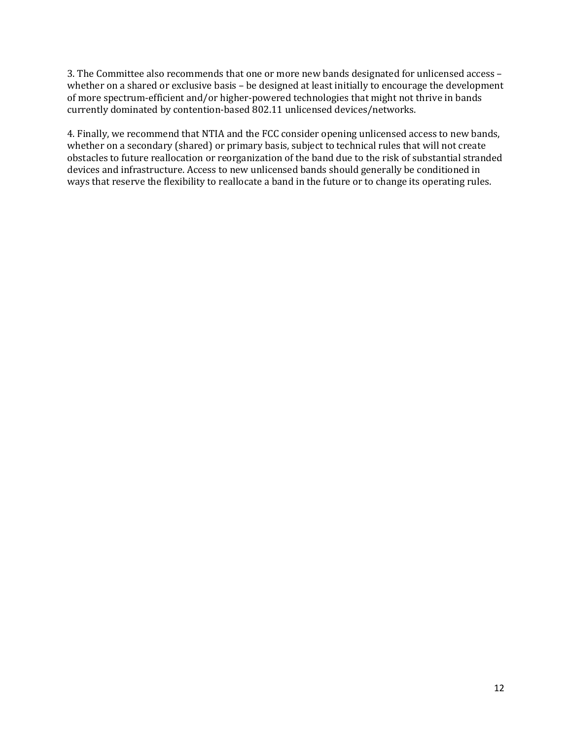3. The Committee also recommends that one or more new bands designated for unlicensed access – whether on a shared or exclusive basis – be designed at least initially to encourage the development of more spectrum-efficient and/or higher-powered technologies that might not thrive in bands currently dominated by contention-based 802.11 unlicensed devices/networks.

4. Finally, we recommend that NTIA and the FCC consider opening unlicensed access to new bands, whether on a secondary (shared) or primary basis, subject to technical rules that will not create obstacles to future reallocation or reorganization of the band due to the risk of substantial stranded devices and infrastructure. Access to new unlicensed bands should generally be conditioned in ways that reserve the flexibility to reallocate a band in the future or to change its operating rules.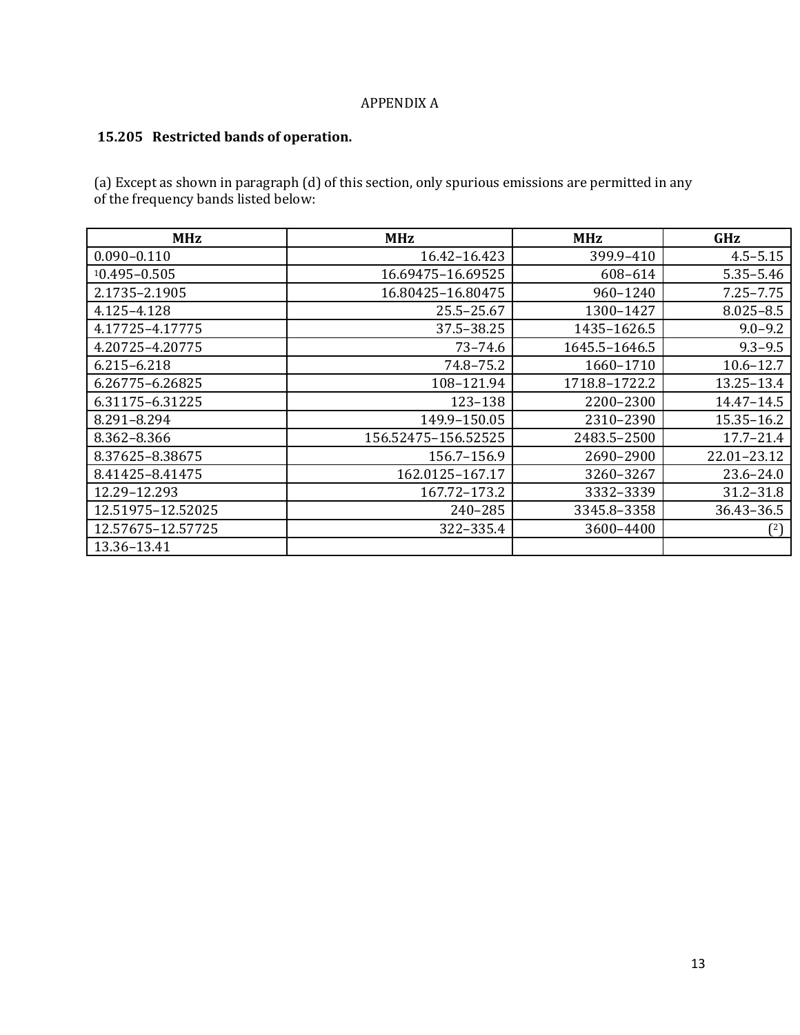APPENDIX A

## 15.205 Restricted bands of operation.

(a) Except as shown in paragraph (d) of this section, only spurious emissions are permitted in any of the frequency bands listed below:

| MHz | MHz | MHz | GHz |
|---|---|---|---|
| 0.090–0.110 | 16.42–16.423 | 399.9–410 | 4.5–5.15 |
| [1]0.495–0.505 | 16.69475–16.69525 | 608–614 | 5.35–5.46 |
| 2.1735–2.1905 | 16.80425–16.80475 | 960–1240 | 7.25–7.75 |
| 4.125–4.128 | 25.5–25.67 | 1300–1427 | 8.025–8.5 |
| 4.17725–4.17775 | 37.5–38.25 | 1435–1626.5 | 9.0–9.2 |
| 4.20725–4.20775 | 73–74.6 | 1645.5–1646.5 | 9.3–9.5 |
| 6.215–6.218 | 74.8–75.2 | 1660–1710 | 10.6–12.7 |
| 6.26775–6.26825 | 108–121.94 | 1718.8–1722.2 | 13.25–13.4 |
| 6.31175–6.31225 | 123–138 | 2200–2300 | 14.47–14.5 |
| 8.291–8.294 | 149.9–150.05 | 2310–2390 | 15.35–16.2 |
| 8.362–8.366 | 156.52475–156.52525 | 2483.5–2500 | 17.7–21.4 |
| 8.37625–8.38675 | 156.7–156.9 | 2690–2900 | 22.01–23.12 |
| 8.41425–8.41475 | 162.0125–167.17 | 3260–3267 | 23.6–24.0 |
| 12.29–12.293 | 167.72–173.2 | 3332–3339 | 31.2–31.8 |
| 12.51975–12.52025 | 240–285 | 3345.8–3358 | 36.43–36.5 |
| 12.57675–12.57725 | 322–335.4 | 3600–4400 | ([2]) |
| 13.36–13.41 | | | |